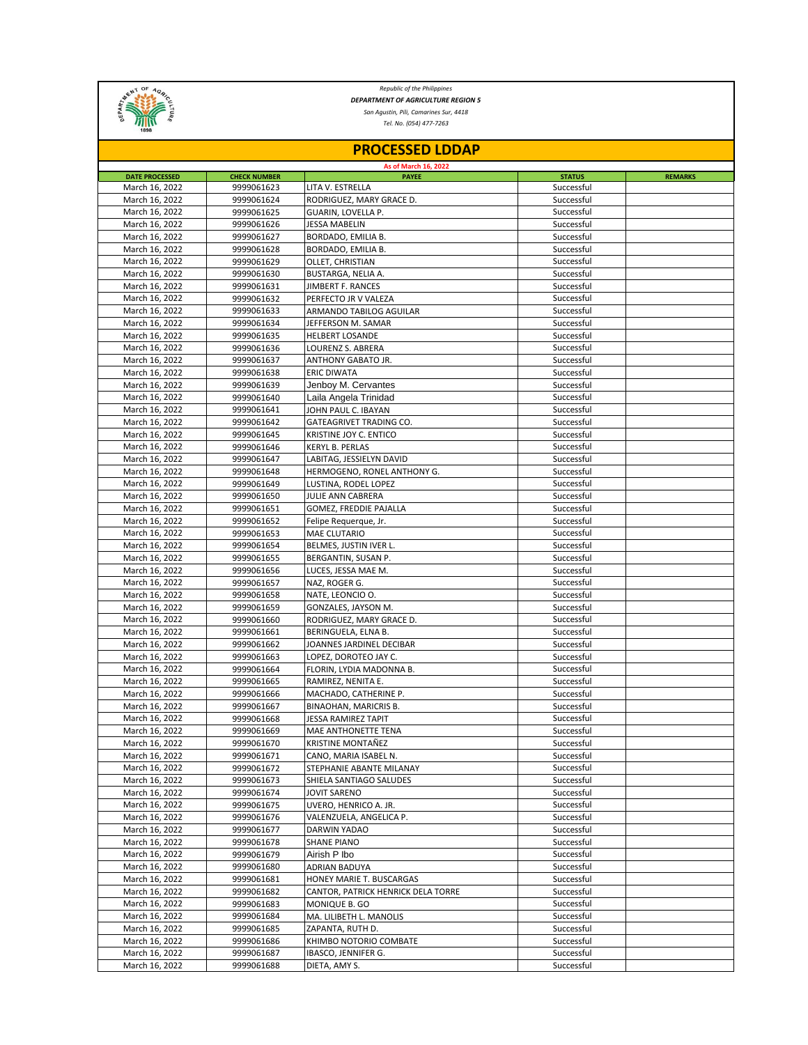*Republic of the Philippines*
***DEPARTMENT OF AGRICULTURE REGION 5***
*San Agustin, Pili, Camarines Sur, 4418*
*Tel. No. (054) 477-7263*

# PROCESSED LDDAP

**As of March 16, 2022**

| DATE PROCESSED | CHECK NUMBER | PAYEE | STATUS | REMARKS |
|---|---|---|---|---|
| March 16, 2022 | 9999061623 | LITA V. ESTRELLA | Successful | |
| March 16, 2022 | 9999061624 | RODRIGUEZ, MARY GRACE D. | Successful | |
| March 16, 2022 | 9999061625 | GUARIN, LOVELLA P. | Successful | |
| March 16, 2022 | 9999061626 | JESSA MABELIN | Successful | |
| March 16, 2022 | 9999061627 | BORDADO, EMILIA B. | Successful | |
| March 16, 2022 | 9999061628 | BORDADO, EMILIA B. | Successful | |
| March 16, 2022 | 9999061629 | OLLET, CHRISTIAN | Successful | |
| March 16, 2022 | 9999061630 | BUSTARGA, NELIA A. | Successful | |
| March 16, 2022 | 9999061631 | JIMBERT F. RANCES | Successful | |
| March 16, 2022 | 9999061632 | PERFECTO JR V VALEZA | Successful | |
| March 16, 2022 | 9999061633 | ARMANDO TABILOG AGUILAR | Successful | |
| March 16, 2022 | 9999061634 | JEFFERSON M. SAMAR | Successful | |
| March 16, 2022 | 9999061635 | HELBERT LOSANDE | Successful | |
| March 16, 2022 | 9999061636 | LOURENZ S. ABRERA | Successful | |
| March 16, 2022 | 9999061637 | ANTHONY GABATO JR. | Successful | |
| March 16, 2022 | 9999061638 | ERIC DIWATA | Successful | |
| March 16, 2022 | 9999061639 | Jenboy M. Cervantes | Successful | |
| March 16, 2022 | 9999061640 | Laila Angela Trinidad | Successful | |
| March 16, 2022 | 9999061641 | JOHN PAUL C. IBAYAN | Successful | |
| March 16, 2022 | 9999061642 | GATEAGRIVET TRADING CO. | Successful | |
| March 16, 2022 | 9999061645 | KRISTINE JOY C. ENTICO | Successful | |
| March 16, 2022 | 9999061646 | KERYL B. PERLAS | Successful | |
| March 16, 2022 | 9999061647 | LABITAG, JESSIELYN DAVID | Successful | |
| March 16, 2022 | 9999061648 | HERMOGENO, RONEL ANTHONY G. | Successful | |
| March 16, 2022 | 9999061649 | LUSTINA, RODEL LOPEZ | Successful | |
| March 16, 2022 | 9999061650 | JULIE ANN CABRERA | Successful | |
| March 16, 2022 | 9999061651 | GOMEZ, FREDDIE PAJALLA | Successful | |
| March 16, 2022 | 9999061652 | Felipe Requerque, Jr. | Successful | |
| March 16, 2022 | 9999061653 | MAE CLUTARIO | Successful | |
| March 16, 2022 | 9999061654 | BELMES, JUSTIN IVER L. | Successful | |
| March 16, 2022 | 9999061655 | BERGANTIN, SUSAN P. | Successful | |
| March 16, 2022 | 9999061656 | LUCES, JESSA MAE M. | Successful | |
| March 16, 2022 | 9999061657 | NAZ, ROGER G. | Successful | |
| March 16, 2022 | 9999061658 | NATE, LEONCIO O. | Successful | |
| March 16, 2022 | 9999061659 | GONZALES, JAYSON M. | Successful | |
| March 16, 2022 | 9999061660 | RODRIGUEZ, MARY GRACE D. | Successful | |
| March 16, 2022 | 9999061661 | BERINGUELA, ELNA B. | Successful | |
| March 16, 2022 | 9999061662 | JOANNES JARDINEL DECIBAR | Successful | |
| March 16, 2022 | 9999061663 | LOPEZ, DOROTEO JAY C. | Successful | |
| March 16, 2022 | 9999061664 | FLORIN, LYDIA MADONNA B. | Successful | |
| March 16, 2022 | 9999061665 | RAMIREZ, NENITA E. | Successful | |
| March 16, 2022 | 9999061666 | MACHADO, CATHERINE P. | Successful | |
| March 16, 2022 | 9999061667 | BINAOHAN, MARICRIS B. | Successful | |
| March 16, 2022 | 9999061668 | JESSA RAMIREZ TAPIT | Successful | |
| March 16, 2022 | 9999061669 | MAE ANTHONETTE TENA | Successful | |
| March 16, 2022 | 9999061670 | KRISTINE MONTAÑEZ | Successful | |
| March 16, 2022 | 9999061671 | CANO, MARIA ISABEL N. | Successful | |
| March 16, 2022 | 9999061672 | STEPHANIE ABANTE MILANAY | Successful | |
| March 16, 2022 | 9999061673 | SHIELA SANTIAGO SALUDES | Successful | |
| March 16, 2022 | 9999061674 | JOVIT SARENO | Successful | |
| March 16, 2022 | 9999061675 | UVERO, HENRICO A. JR. | Successful | |
| March 16, 2022 | 9999061676 | VALENZUELA, ANGELICA P. | Successful | |
| March 16, 2022 | 9999061677 | DARWIN YADAO | Successful | |
| March 16, 2022 | 9999061678 | SHANE PIANO | Successful | |
| March 16, 2022 | 9999061679 | Airish P Ibo | Successful | |
| March 16, 2022 | 9999061680 | ADRIAN BADUYA | Successful | |
| March 16, 2022 | 9999061681 | HONEY MARIE T. BUSCARGAS | Successful | |
| March 16, 2022 | 9999061682 | CANTOR, PATRICK HENRICK DELA TORRE | Successful | |
| March 16, 2022 | 9999061683 | MONIQUE B. GO | Successful | |
| March 16, 2022 | 9999061684 | MA. LILIBETH L. MANOLIS | Successful | |
| March 16, 2022 | 9999061685 | ZAPANTA, RUTH D. | Successful | |
| March 16, 2022 | 9999061686 | KHIMBO NOTORIO COMBATE | Successful | |
| March 16, 2022 | 9999061687 | IBASCO, JENNIFER G. | Successful | |
| March 16, 2022 | 9999061688 | DIETA, AMY S. | Successful | |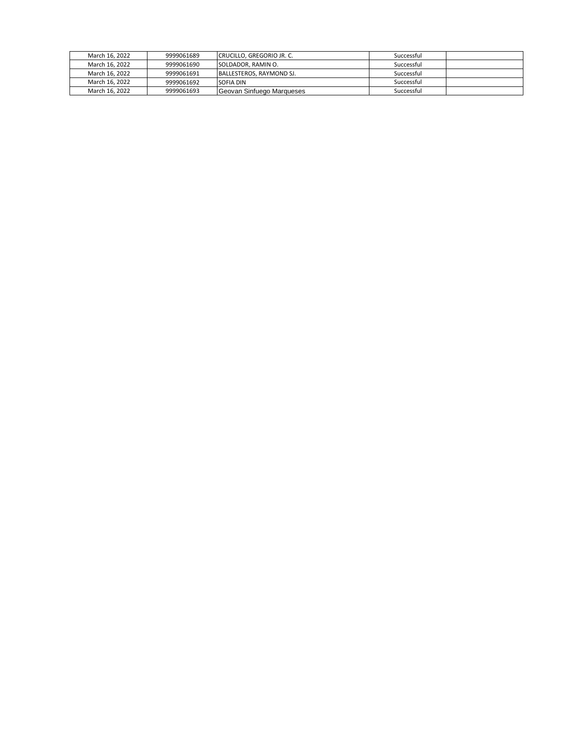| | | | | |
|---|---|---|---|---|
| March 16, 2022 | 9999061689 | CRUCILLO, GREGORIO JR. C. | Successful | |
| March 16, 2022 | 9999061690 | SOLDADOR, RAMIN O. | Successful | |
| March 16, 2022 | 9999061691 | BALLESTEROS, RAYMOND SJ. | Successful | |
| March 16, 2022 | 9999061692 | SOFIA DIN | Successful | |
| March 16, 2022 | 9999061693 | Geovan Sinfuego Marqueses | Successful | |